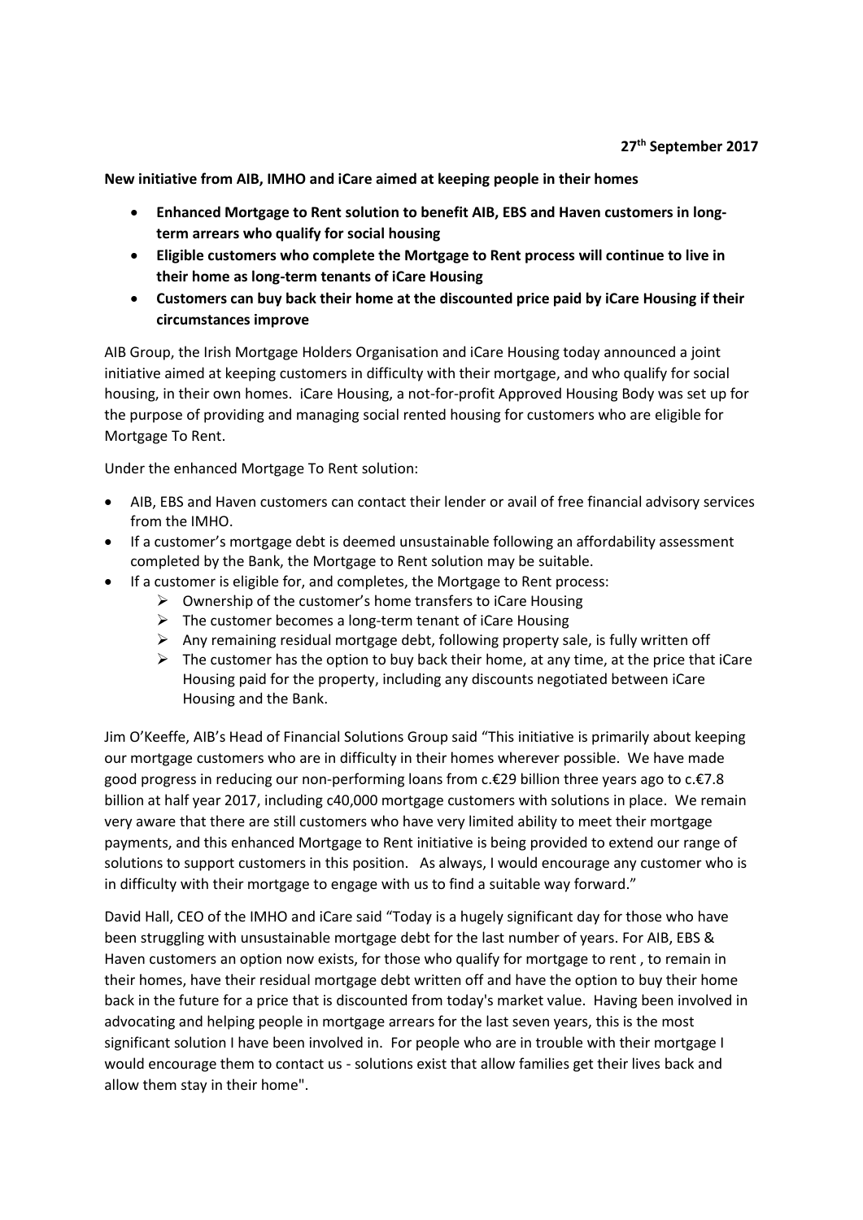**27th September 2017**

**New initiative from AIB, IMHO and iCare aimed at keeping people in their homes**

- **Enhanced Mortgage to Rent solution to benefit AIB, EBS and Haven customers in long-term arrears who qualify for social housing**
- **Eligible customers who complete the Mortgage to Rent process will continue to live in their home as long-term tenants of iCare Housing**
- **Customers can buy back their home at the discounted price paid by iCare Housing if their circumstances improve**

AIB Group, the Irish Mortgage Holders Organisation and iCare Housing today announced a joint initiative aimed at keeping customers in difficulty with their mortgage, and who qualify for social housing, in their own homes. iCare Housing, a not-for-profit Approved Housing Body was set up for the purpose of providing and managing social rented housing for customers who are eligible for Mortgage To Rent.

Under the enhanced Mortgage To Rent solution:

- AIB, EBS and Haven customers can contact their lender or avail of free financial advisory services from the IMHO.
- If a customer's mortgage debt is deemed unsustainable following an affordability assessment completed by the Bank, the Mortgage to Rent solution may be suitable.
- If a customer is eligible for, and completes, the Mortgage to Rent process:
  - Ownership of the customer's home transfers to iCare Housing
  - The customer becomes a long-term tenant of iCare Housing
  - Any remaining residual mortgage debt, following property sale, is fully written off
  - The customer has the option to buy back their home, at any time, at the price that iCare Housing paid for the property, including any discounts negotiated between iCare Housing and the Bank.

Jim O'Keeffe, AIB's Head of Financial Solutions Group said "This initiative is primarily about keeping our mortgage customers who are in difficulty in their homes wherever possible. We have made good progress in reducing our non-performing loans from c.€29 billion three years ago to c.€7.8 billion at half year 2017, including c40,000 mortgage customers with solutions in place. We remain very aware that there are still customers who have very limited ability to meet their mortgage payments, and this enhanced Mortgage to Rent initiative is being provided to extend our range of solutions to support customers in this position. As always, I would encourage any customer who is in difficulty with their mortgage to engage with us to find a suitable way forward."

David Hall, CEO of the IMHO and iCare said "Today is a hugely significant day for those who have been struggling with unsustainable mortgage debt for the last number of years. For AIB, EBS & Haven customers an option now exists, for those who qualify for mortgage to rent , to remain in their homes, have their residual mortgage debt written off and have the option to buy their home back in the future for a price that is discounted from today's market value. Having been involved in advocating and helping people in mortgage arrears for the last seven years, this is the most significant solution I have been involved in. For people who are in trouble with their mortgage I would encourage them to contact us - solutions exist that allow families get their lives back and allow them stay in their home".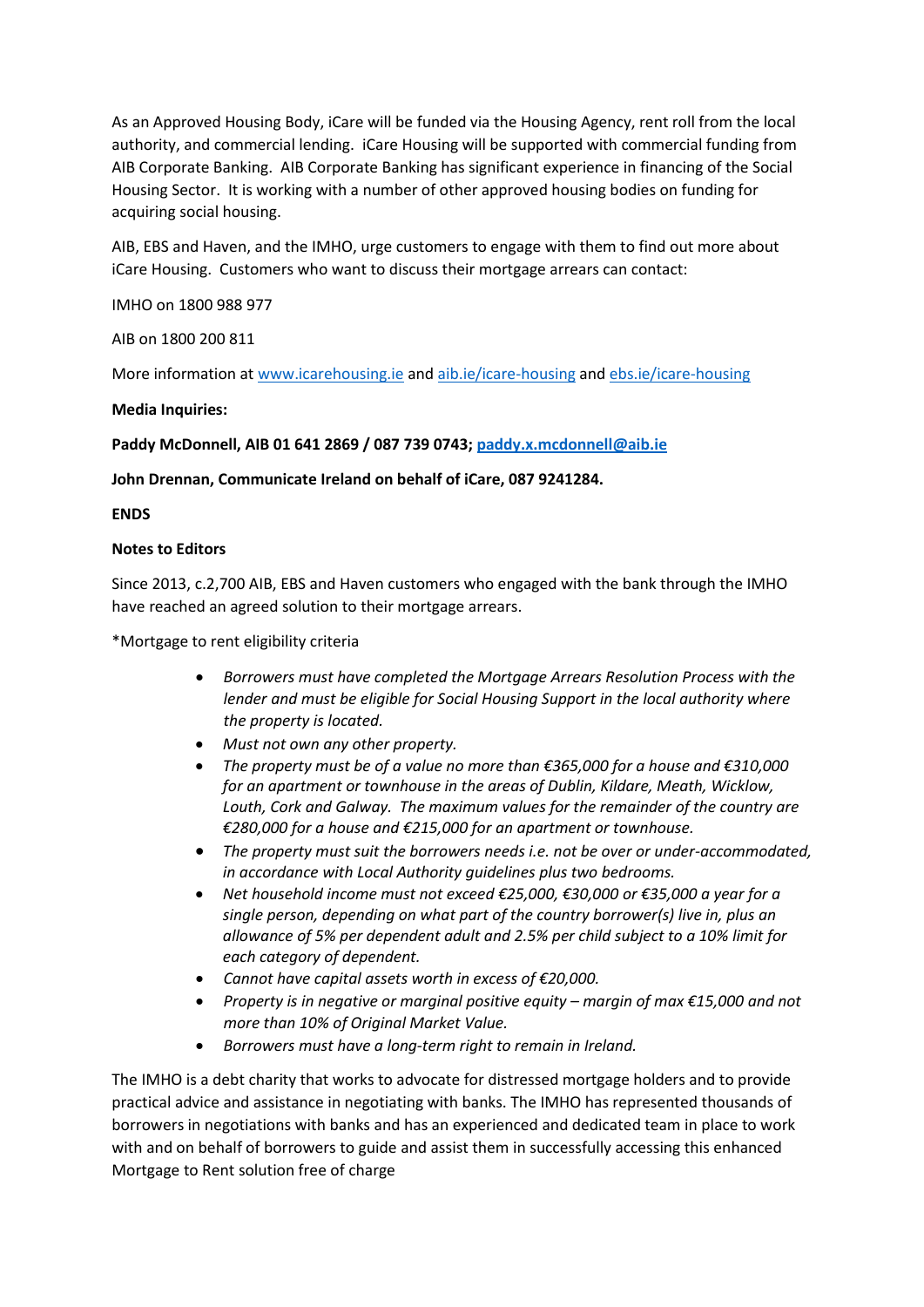As an Approved Housing Body, iCare will be funded via the Housing Agency, rent roll from the local authority, and commercial lending. iCare Housing will be supported with commercial funding from AIB Corporate Banking. AIB Corporate Banking has significant experience in financing of the Social Housing Sector. It is working with a number of other approved housing bodies on funding for acquiring social housing.

AIB, EBS and Haven, and the IMHO, urge customers to engage with them to find out more about iCare Housing. Customers who want to discuss their mortgage arrears can contact:

IMHO on 1800 988 977

AIB on 1800 200 811

More information at [www.icarehousing.ie](http://www.icarehousing.ie) and [aib.ie/icare-housing](aib.ie/icare-housing) and [ebs.ie/icare-housing](ebs.ie/icare-housing)

**Media Inquiries:**

**Paddy McDonnell, AIB 01 641 2869 / 087 739 0743; [paddy.x.mcdonnell@aib.ie](mailto:paddy.x.mcdonnell@aib.ie)**

**John Drennan, Communicate Ireland on behalf of iCare, 087 9241284.**

**ENDS**

**Notes to Editors**

Since 2013, c.2,700 AIB, EBS and Haven customers who engaged with the bank through the IMHO have reached an agreed solution to their mortgage arrears.

*Mortgage to rent eligibility criteria

- *Borrowers must have completed the Mortgage Arrears Resolution Process with the lender and must be eligible for Social Housing Support in the local authority where the property is located.*
- *Must not own any other property.*
- *The property must be of a value no more than €365,000 for a house and €310,000 for an apartment or townhouse in the areas of Dublin, Kildare, Meath, Wicklow, Louth, Cork and Galway. The maximum values for the remainder of the country are €280,000 for a house and €215,000 for an apartment or townhouse.*
- *The property must suit the borrowers needs i.e. not be over or under-accommodated, in accordance with Local Authority guidelines plus two bedrooms.*
- *Net household income must not exceed €25,000, €30,000 or €35,000 a year for a single person, depending on what part of the country borrower(s) live in, plus an allowance of 5% per dependent adult and 2.5% per child subject to a 10% limit for each category of dependent.*
- *Cannot have capital assets worth in excess of €20,000.*
- *Property is in negative or marginal positive equity – margin of max €15,000 and not more than 10% of Original Market Value.*
- *Borrowers must have a long-term right to remain in Ireland.*

The IMHO is a debt charity that works to advocate for distressed mortgage holders and to provide practical advice and assistance in negotiating with banks. The IMHO has represented thousands of borrowers in negotiations with banks and has an experienced and dedicated team in place to work with and on behalf of borrowers to guide and assist them in successfully accessing this enhanced Mortgage to Rent solution free of charge